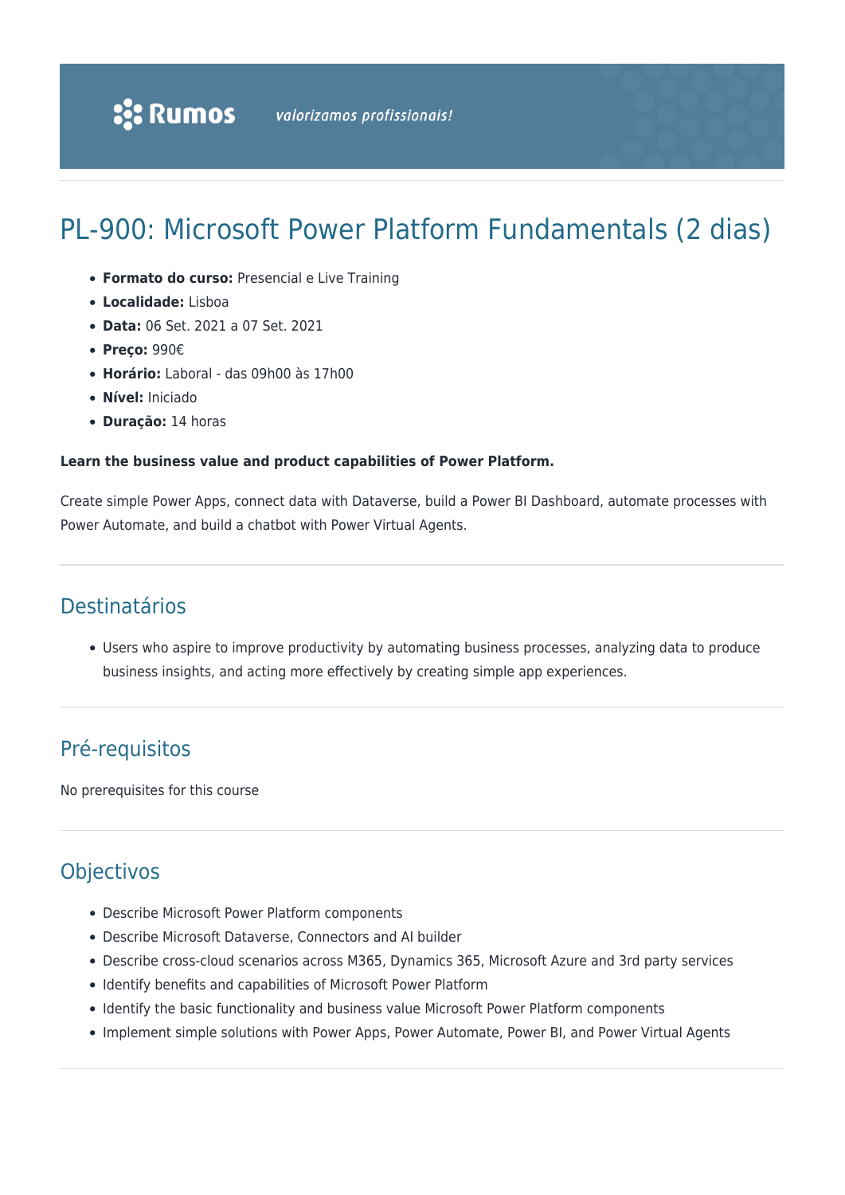# PL-900: Microsoft Power Platform Fundamentals (2 dias)

- **Formato do curso:** Presencial e Live Training
- **Localidade:** Lisboa
- **Data:** 06 Set. 2021 a 07 Set. 2021
- **Preço:** 990€
- **Horário:** Laboral - das 09h00 às 17h00
- **Nível:** Iniciado
- **Duração:** 14 horas

**Learn the business value and product capabilities of Power Platform.**

Create simple Power Apps, connect data with Dataverse, build a Power BI Dashboard, automate processes with Power Automate, and build a chatbot with Power Virtual Agents.

## Destinatários

- Users who aspire to improve productivity by automating business processes, analyzing data to produce business insights, and acting more effectively by creating simple app experiences.

## Pré-requisitos

No prerequisites for this course

## Objectivos

- Describe Microsoft Power Platform components
- Describe Microsoft Dataverse, Connectors and AI builder
- Describe cross-cloud scenarios across M365, Dynamics 365, Microsoft Azure and 3rd party services
- Identify benefits and capabilities of Microsoft Power Platform
- Identify the basic functionality and business value Microsoft Power Platform components
- Implement simple solutions with Power Apps, Power Automate, Power BI, and Power Virtual Agents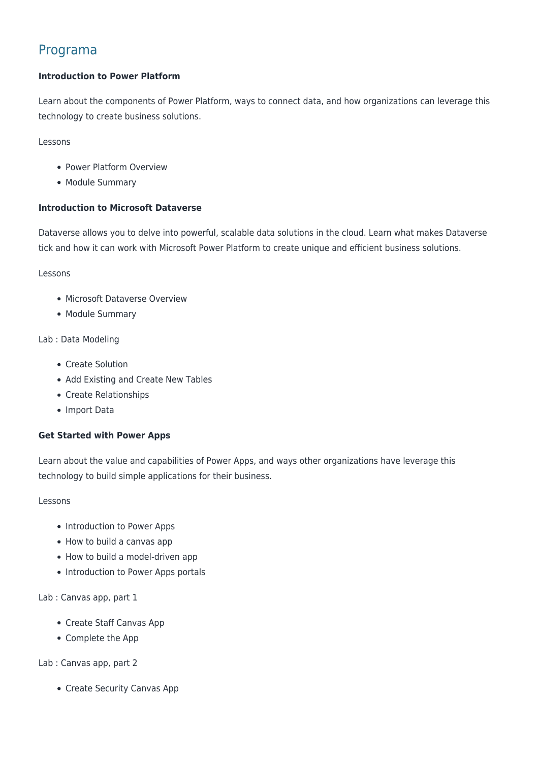## Programa

**Introduction to Power Platform**

Learn about the components of Power Platform, ways to connect data, and how organizations can leverage this technology to create business solutions.

Lessons

- Power Platform Overview
- Module Summary

**Introduction to Microsoft Dataverse**

Dataverse allows you to delve into powerful, scalable data solutions in the cloud. Learn what makes Dataverse tick and how it can work with Microsoft Power Platform to create unique and efficient business solutions.

Lessons

- Microsoft Dataverse Overview
- Module Summary

Lab : Data Modeling

- Create Solution
- Add Existing and Create New Tables
- Create Relationships
- Import Data

**Get Started with Power Apps**

Learn about the value and capabilities of Power Apps, and ways other organizations have leverage this technology to build simple applications for their business.

Lessons

- Introduction to Power Apps
- How to build a canvas app
- How to build a model-driven app
- Introduction to Power Apps portals

Lab : Canvas app, part 1

- Create Staff Canvas App
- Complete the App

Lab : Canvas app, part 2

- Create Security Canvas App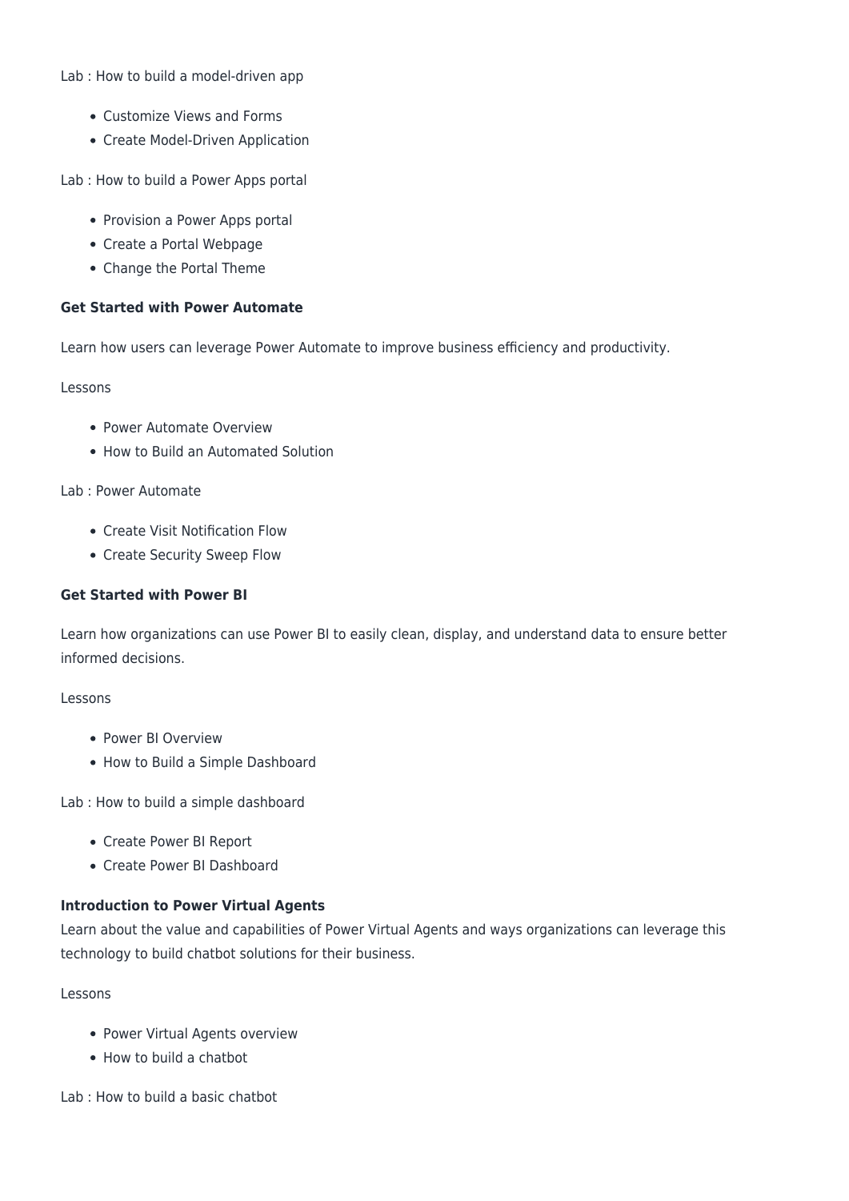Lab : How to build a model-driven app

- Customize Views and Forms
- Create Model-Driven Application

Lab : How to build a Power Apps portal

- Provision a Power Apps portal
- Create a Portal Webpage
- Change the Portal Theme

**Get Started with Power Automate**

Learn how users can leverage Power Automate to improve business efficiency and productivity.

Lessons

- Power Automate Overview
- How to Build an Automated Solution

Lab : Power Automate

- Create Visit Notification Flow
- Create Security Sweep Flow

**Get Started with Power BI**

Learn how organizations can use Power BI to easily clean, display, and understand data to ensure better informed decisions.

Lessons

- Power BI Overview
- How to Build a Simple Dashboard

Lab : How to build a simple dashboard

- Create Power BI Report
- Create Power BI Dashboard

**Introduction to Power Virtual Agents**

Learn about the value and capabilities of Power Virtual Agents and ways organizations can leverage this technology to build chatbot solutions for their business.

Lessons

- Power Virtual Agents overview
- How to build a chatbot

Lab : How to build a basic chatbot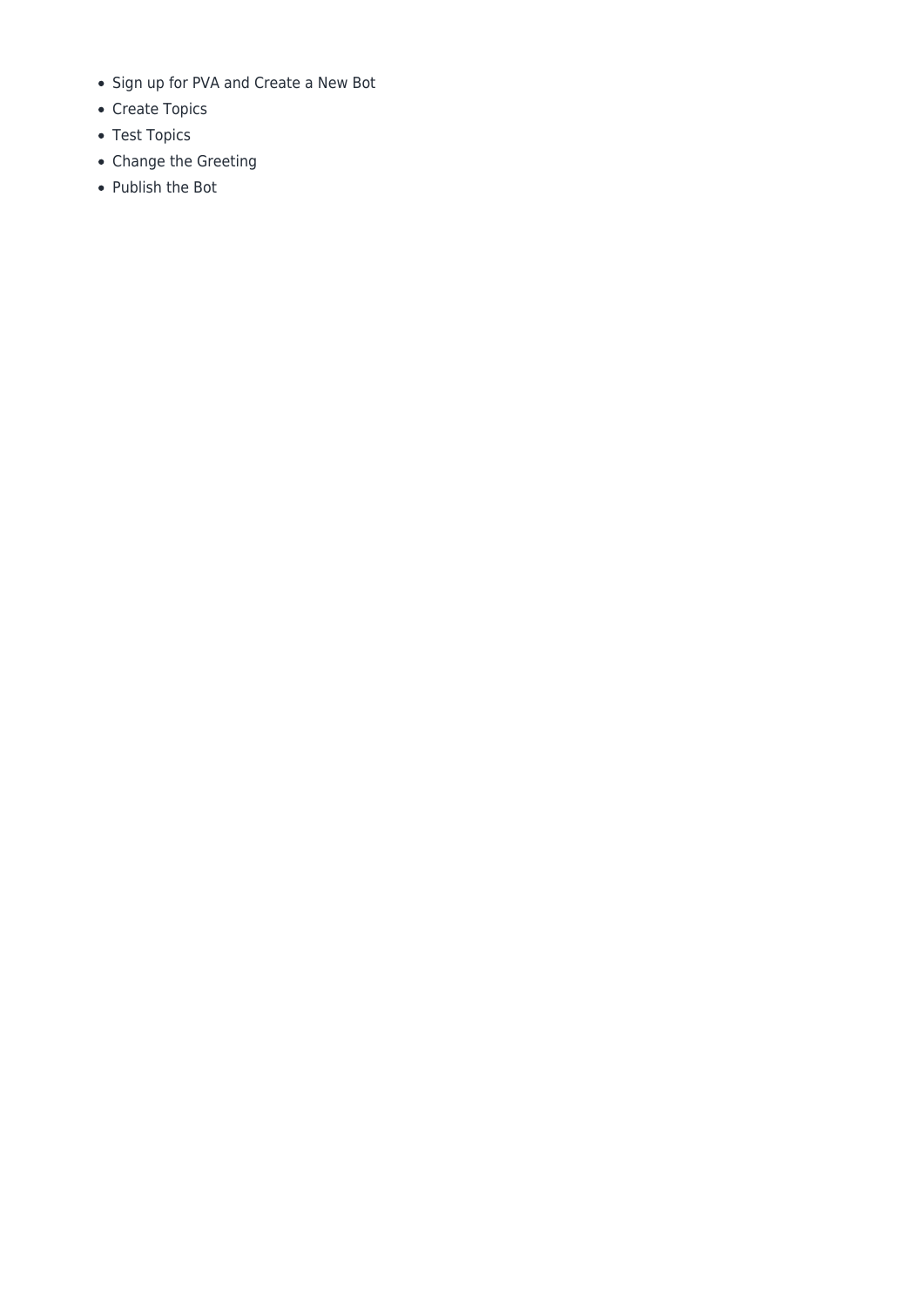- Sign up for PVA and Create a New Bot
- Create Topics
- Test Topics
- Change the Greeting
- Publish the Bot